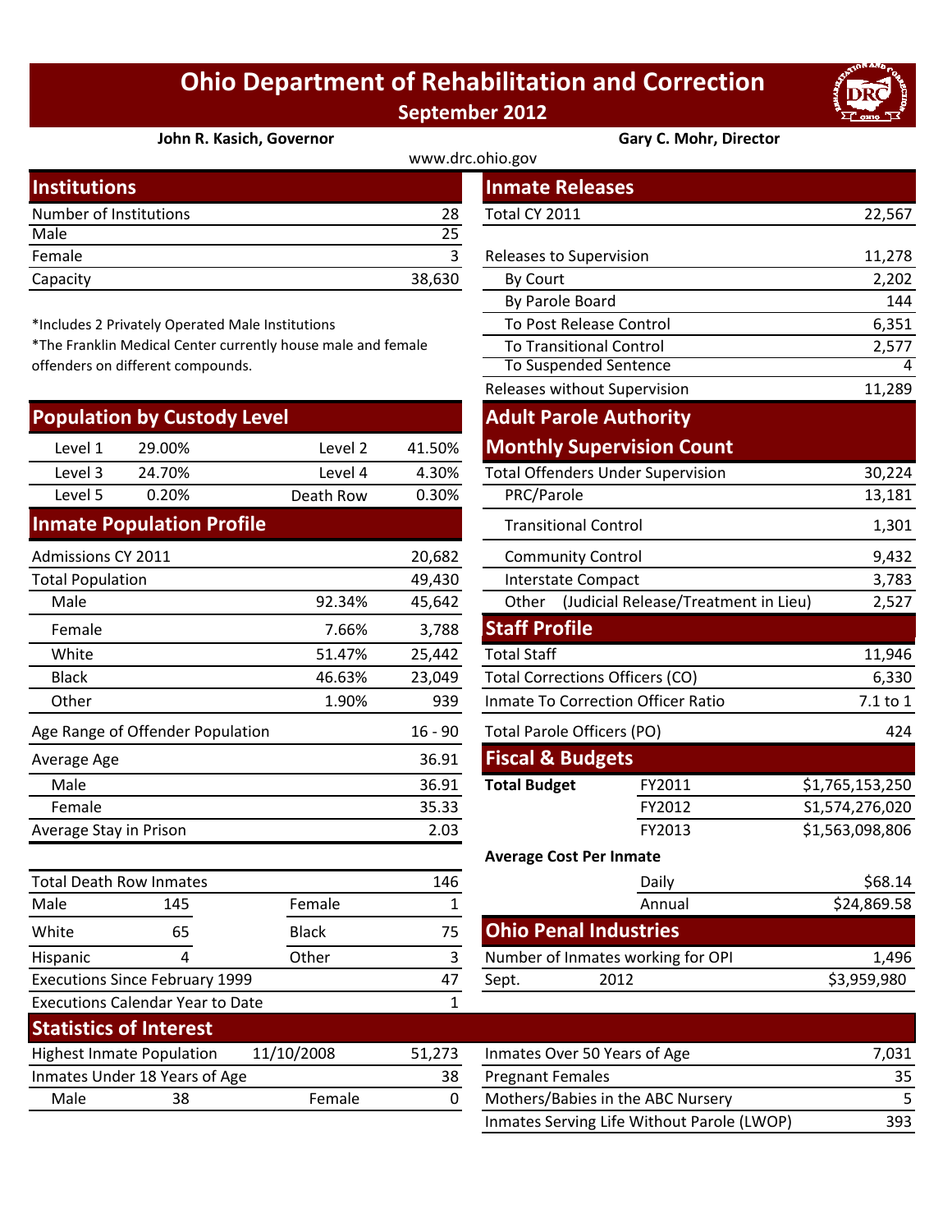# Ohio Department of Rehabilitation and Correction

## September 2012

**John R. Kasich, Governor** | **Gary C. Mohr, Director**

www.drc.ohio.gov

## Institutions

| | |
|---|---|
| Number of Institutions | 28 |
| Male | 25 |
| Female | 3 |
| Capacity | 38,630 |

*Includes 2 Privately Operated Male Institutions

*The Franklin Medical Center currently house male and female offenders on different compounds.

## Population by Custody Level

| | | | |
|---|---|---|---|
| Level 1 | 29.00% | Level 2 | 41.50% |
| Level 3 | 24.70% | Level 4 | 4.30% |
| Level 5 | 0.20% | Death Row | 0.30% |

## Inmate Population Profile

| | | |
|---|---|---|
| Admissions CY 2011 | | 20,682 |
| Total Population | | 49,430 |
| Male | 92.34% | 45,642 |
| Female | 7.66% | 3,788 |
| White | 51.47% | 25,442 |
| Black | 46.63% | 23,049 |
| Other | 1.90% | 939 |
| Age Range of Offender Population | | 16 - 90 |
| Average Age | | 36.91 |
| Male | | 36.91 |
| Female | | 35.33 |
| Average Stay in Prison | | 2.03 |

| | | | |
|---|---|---|---|
| Total Death Row Inmates | | | 146 |
| Male | 145 | Female | 1 |
| White | 65 | Black | 75 |
| Hispanic | 4 | Other | 3 |
| Executions Since February 1999 | | | 47 |
| Executions Calendar Year to Date | | | 1 |

## Inmate Releases

| | |
|---|---|
| Total CY 2011 | 22,567 |
| Releases to Supervision | 11,278 |
| By Court | 2,202 |
| By Parole Board | 144 |
| To Post Release Control | 6,351 |
| To Transitional Control | 2,577 |
| To Suspended Sentence | 4 |
| Releases without Supervision | 11,289 |

## Adult Parole Authority Monthly Supervision Count

| | |
|---|---|
| Total Offenders Under Supervision | 30,224 |
| PRC/Parole | 13,181 |
| Transitional Control | 1,301 |
| Community Control | 9,432 |
| Interstate Compact | 3,783 |
| Other (Judicial Release/Treatment in Lieu) | 2,527 |

## Staff Profile

| | |
|---|---|
| Total Staff | 11,946 |
| Total Corrections Officers (CO) | 6,330 |
| Inmate To Correction Officer Ratio | 7.1 to 1 |
| Total Parole Officers (PO) | 424 |

## Fiscal & Budgets

| | | |
|---|---|---|
| **Total Budget** | FY2011 | $1,765,153,250 |
| | FY2012 | $1,574,276,020 |
| | FY2013 | $1,563,098,806 |

**Average Cost Per Inmate**

| | |
|---|---|
| Daily | $68.14 |
| Annual | $24,869.58 |

## Ohio Penal Industries

| | | |
|---|---|---|
| Number of Inmates working for OPI | | 1,496 |
| Sept. | 2012 | $3,959,980 |

## Statistics of Interest

| | | | |
|---|---|---|---|
| Highest Inmate Population | 11/10/2008 | | 51,273 |
| Inmates Under 18 Years of Age | | | 38 |
| Male | 38 | Female | 0 |

| | |
|---|---|
| Inmates Over 50 Years of Age | 7,031 |
| Pregnant Females | 35 |
| Mothers/Babies in the ABC Nursery | 5 |
| Inmates Serving Life Without Parole (LWOP) | 393 |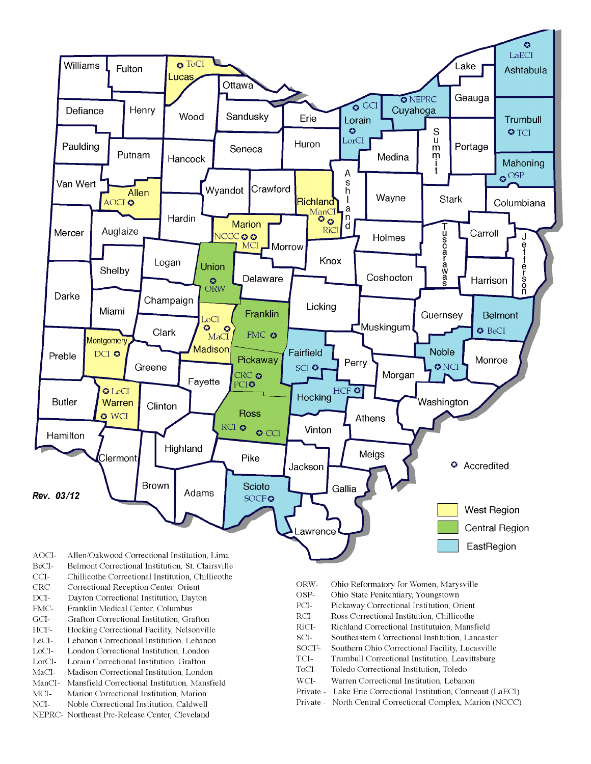Rev. 03/12

✪ Accredited

- West Region
- Central Region
- EastRegion

AOCI- Allen/Oakwood Correctional Institution, Lima
BeCI- Belmont Correctional Institution, St. Clairsville
CCI- Chillicothe Correctional Institution, Chillicothe
CRC- Correctional Reception Center, Orient
DCI- Dayton Correctional Institution, Dayton
FMC- Franklin Medical Center, Columbus
GCI- Grafton Correctional Institution, Grafton
HCF- Hocking Correctional Facility, Nelsonville
LeCI- Lebanon Correctional Institution, Lebanon
LoCI- London Correctional Institution, London
LorCI- Lorain Correctional Institution, Grafton
MaCI- Madison Correctional Institution, London
ManCI- Mansfield Correctional Institution, Mansfield
MCI- Marion Correctional Institution, Marion
NCI- Noble Correctional Institution, Caldwell
NEPRC- Northeast Pre-Release Center, Cleveland

ORW- Ohio Reformatory for Women, Marysville
OSP- Ohio State Penitentiary, Youngstown
PCI- Pickaway Correctional Institution, Orient
RCI- Ross Correctional Institution, Chillicothe
RiCI- Richland Correctional Instituttuion, Mansfield
SCI- Southeastern Correctional Institution, Lancaster
SOCF- Southern Ohio Correctional Facility, Lucasville
TCI- Trumbull Correctional Institution, Leavittsburg
ToCI- Toledo Correctional Institution, Toledo
WCI- Warren Correctional Institution, Lebanon
Private - Lake Erie Correctional Institution, Conneaut (LaECI)
Private - North Central Correctional Complex, Marion (NCCC)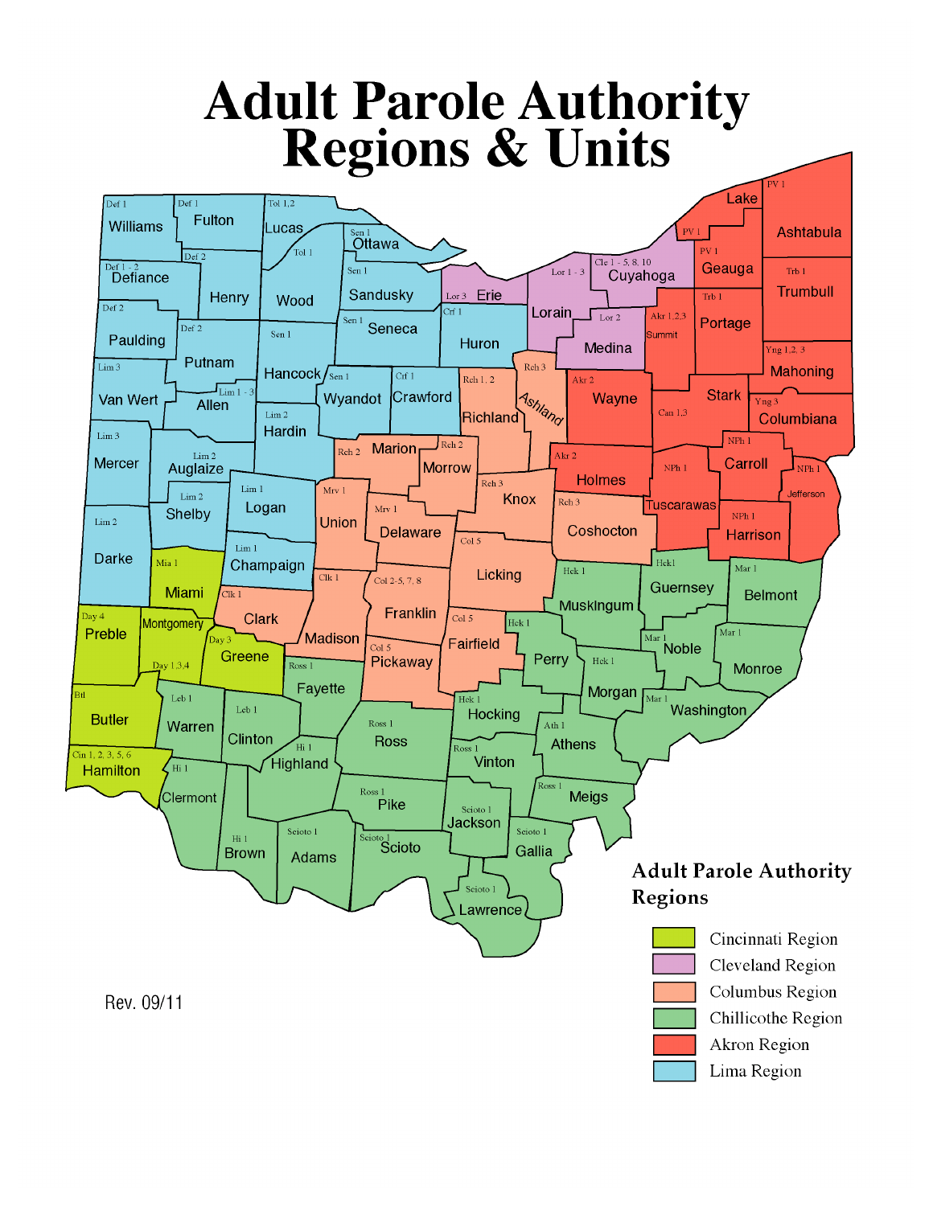# Adult Parole Authority Regions & Units

Def 1
Williams

Def 1
Fulton

Tol 1,2
Lucas

Sen 1
Ottawa

Tol 1
Wood

Def 1 - 2
Defiance

Def 2
Henry

Sen 1
Sandusky

Lor 3
Erie

Lor 1 - 3
Lorain

Cle 1 - 5, 8, 10
Cuyahoga

PV 1
Lake

PV 1
Ashtabula

PV 1
Geauga

Trb 1
Trumbull

Def 2
Paulding

Def 2
Putnam

Sen 1
Hancock

Sen 1
Seneca

Crf 1
Huron

Lor 2
Medina

Akr 1,2,3
Summit

Trb 1
Portage

Yng 1,2, 3
Mahoning

Lim 3
Van Wert

Lim 1 - 3
Allen

Sen 1
Wyandot

Crf 1
Crawford

Rch 1, 2
Richland

Rch 3
Ashland

Akr 2
Wayne

Can 1,3
Stark

Yng 3
Columbiana

Lim 3
Mercer

Lim 2
Auglaize

Lim 2
Hardin

Rch 2
Marion

Rch 2
Morrow

NPh 1
Carroll

NPh 1
Jefferson

Lim 2
Shelby

Lim 1
Logan

Mrv 1
Union

Mrv 1
Delaware

Rch 3
Knox

Akr 2
Holmes

NPh 1
Tuscarawas

NPh 1
Harrison

Rch 3
Coshocton

Lim 2
Darke

Mia 1
Miami

Lim 1
Champaign

Col 5
Licking

Hck1
Guernsey

Mar 1
Belmont

Clk 1
Clark

Clk 1
Madison

Col 2-5, 7, 8
Franklin

Hck 1
Muskingum

Day 4
Preble

Montgomery

Day 3
Greene

Day 1,3,4

Col 5
Fairfield

Hck 1
Perry

Mar 1
Noble

Mar 1
Monroe

Ross 1
Fayette

Col 5
Pickaway

Hck 1
Morgan

Btl
Butler

Leb 1
Warren

Leb 1
Clinton

Hck 1
Hocking

Mar 1
Washington

Ross 1
Ross

Ath 1
Athens

Cin 1, 2, 3, 5, 6
Hamilton

Hi 1
Clermont

Hi 1
Highland

Ross 1
Vinton

Ross 1
Pike

Ross 1
Meigs

Sciotо 1
Jackson

Hi 1
Brown

Scioto 1
Adams

Scioto 1
Scioto

Scioto 1
Gallia

Scioto 1
Lawrence

**Adult Parole Authority Regions**

- Cincinnati Region
- Cleveland Region
- Columbus Region
- Chillicothe Region
- Akron Region
- Lima Region

Rev. 09/11